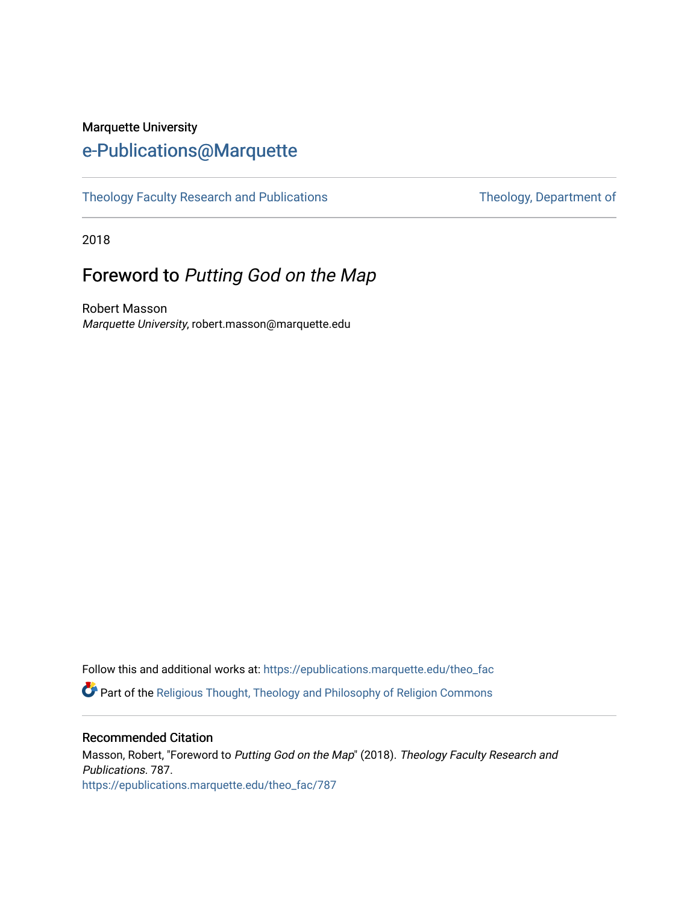Marquette University

# e-Publications@Marquette

Theology Faculty Research and Publications | Theology, Department of

2018

## Foreword to *Putting God on the Map*

Robert Masson
*Marquette University*, robert.masson@marquette.edu

Follow this and additional works at: https://epublications.marquette.edu/theo_fac

Part of the Religious Thought, Theology and Philosophy of Religion Commons

### Recommended Citation

Masson, Robert, "Foreword to *Putting God on the Map*" (2018). *Theology Faculty Research and Publications*. 787.
https://epublications.marquette.edu/theo_fac/787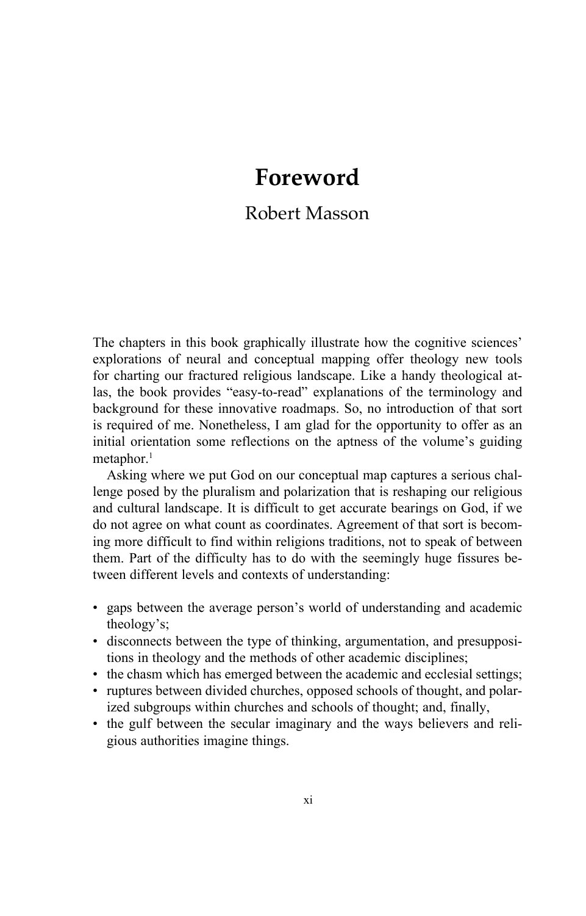# Foreword

Robert Masson

The chapters in this book graphically illustrate how the cognitive sciences' explorations of neural and conceptual mapping offer theology new tools for charting our fractured religious landscape. Like a handy theological atlas, the book provides "easy-to-read" explanations of the terminology and background for these innovative roadmaps. So, no introduction of that sort is required of me. Nonetheless, I am glad for the opportunity to offer as an initial orientation some reflections on the aptness of the volume's guiding metaphor.[1]

Asking where we put God on our conceptual map captures a serious challenge posed by the pluralism and polarization that is reshaping our religious and cultural landscape. It is difficult to get accurate bearings on God, if we do not agree on what count as coordinates. Agreement of that sort is becoming more difficult to find within religions traditions, not to speak of between them. Part of the difficulty has to do with the seemingly huge fissures between different levels and contexts of understanding:

- gaps between the average person's world of understanding and academic theology's;
- disconnects between the type of thinking, argumentation, and presuppositions in theology and the methods of other academic disciplines;
- the chasm which has emerged between the academic and ecclesial settings;
- ruptures between divided churches, opposed schools of thought, and polarized subgroups within churches and schools of thought; and, finally,
- the gulf between the secular imaginary and the ways believers and religious authorities imagine things.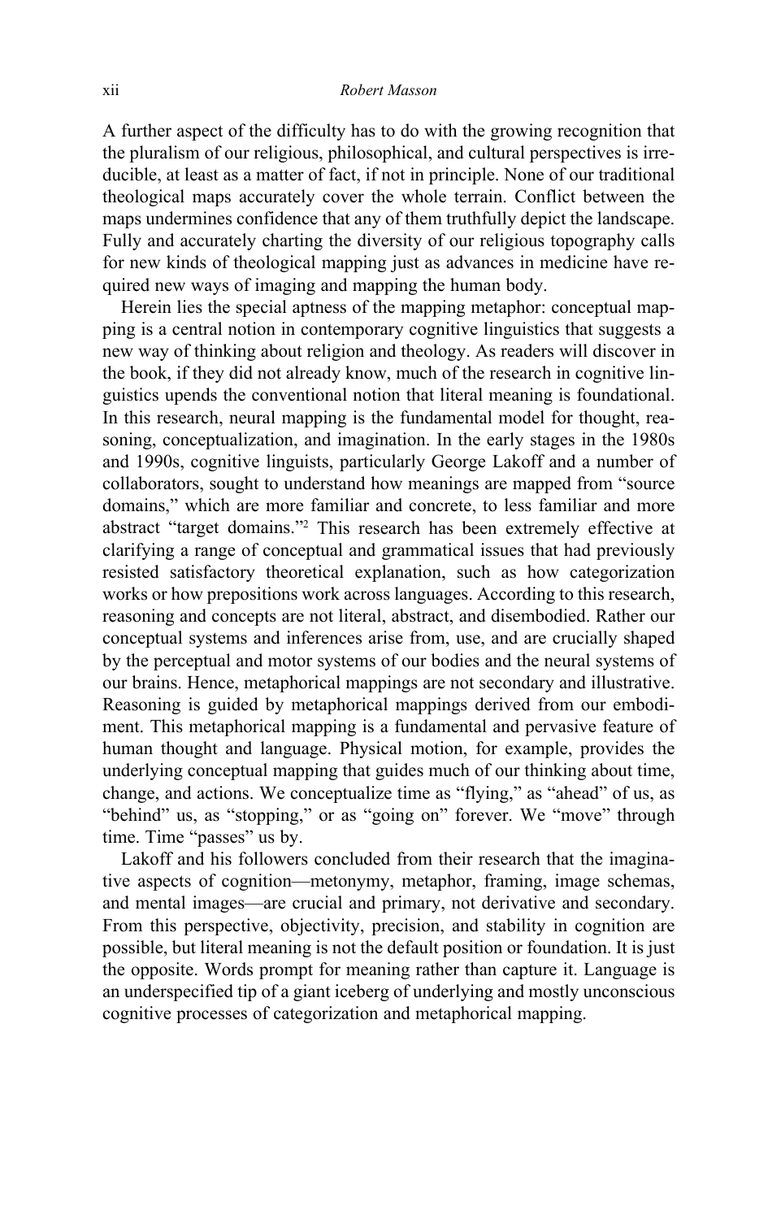A further aspect of the difficulty has to do with the growing recognition that the pluralism of our religious, philosophical, and cultural perspectives is irreducible, at least as a matter of fact, if not in principle. None of our traditional theological maps accurately cover the whole terrain. Conflict between the maps undermines confidence that any of them truthfully depict the landscape. Fully and accurately charting the diversity of our religious topography calls for new kinds of theological mapping just as advances in medicine have required new ways of imaging and mapping the human body.

Herein lies the special aptness of the mapping metaphor: conceptual mapping is a central notion in contemporary cognitive linguistics that suggests a new way of thinking about religion and theology. As readers will discover in the book, if they did not already know, much of the research in cognitive linguistics upends the conventional notion that literal meaning is foundational. In this research, neural mapping is the fundamental model for thought, reasoning, conceptualization, and imagination. In the early stages in the 1980s and 1990s, cognitive linguists, particularly George Lakoff and a number of collaborators, sought to understand how meanings are mapped from "source domains," which are more familiar and concrete, to less familiar and more abstract "target domains."[2] This research has been extremely effective at clarifying a range of conceptual and grammatical issues that had previously resisted satisfactory theoretical explanation, such as how categorization works or how prepositions work across languages. According to this research, reasoning and concepts are not literal, abstract, and disembodied. Rather our conceptual systems and inferences arise from, use, and are crucially shaped by the perceptual and motor systems of our bodies and the neural systems of our brains. Hence, metaphorical mappings are not secondary and illustrative. Reasoning is guided by metaphorical mappings derived from our embodiment. This metaphorical mapping is a fundamental and pervasive feature of human thought and language. Physical motion, for example, provides the underlying conceptual mapping that guides much of our thinking about time, change, and actions. We conceptualize time as "flying," as "ahead" of us, as "behind" us, as "stopping," or as "going on" forever. We "move" through time. Time "passes" us by.

Lakoff and his followers concluded from their research that the imaginative aspects of cognition—metonymy, metaphor, framing, image schemas, and mental images—are crucial and primary, not derivative and secondary. From this perspective, objectivity, precision, and stability in cognition are possible, but literal meaning is not the default position or foundation. It is just the opposite. Words prompt for meaning rather than capture it. Language is an underspecified tip of a giant iceberg of underlying and mostly unconscious cognitive processes of categorization and metaphorical mapping.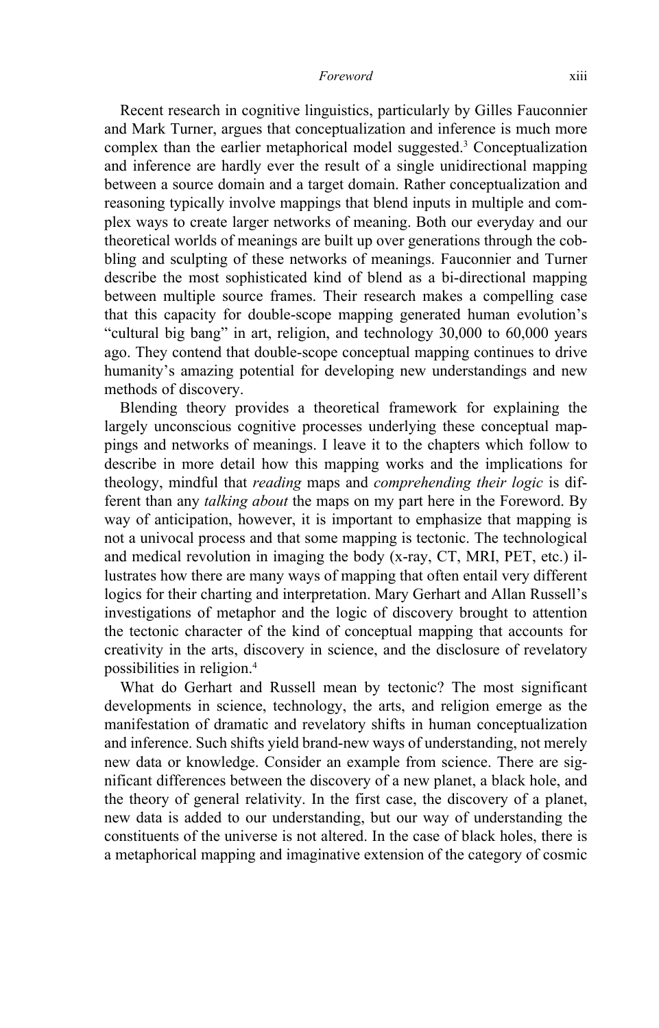Recent research in cognitive linguistics, particularly by Gilles Fauconnier and Mark Turner, argues that conceptualization and inference is much more complex than the earlier metaphorical model suggested.[3] Conceptualization and inference are hardly ever the result of a single unidirectional mapping between a source domain and a target domain. Rather conceptualization and reasoning typically involve mappings that blend inputs in multiple and complex ways to create larger networks of meaning. Both our everyday and our theoretical worlds of meanings are built up over generations through the cobbling and sculpting of these networks of meanings. Fauconnier and Turner describe the most sophisticated kind of blend as a bi-directional mapping between multiple source frames. Their research makes a compelling case that this capacity for double-scope mapping generated human evolution's "cultural big bang" in art, religion, and technology 30,000 to 60,000 years ago. They contend that double-scope conceptual mapping continues to drive humanity's amazing potential for developing new understandings and new methods of discovery.

Blending theory provides a theoretical framework for explaining the largely unconscious cognitive processes underlying these conceptual mappings and networks of meanings. I leave it to the chapters which follow to describe in more detail how this mapping works and the implications for theology, mindful that *reading* maps and *comprehending their logic* is different than any *talking about* the maps on my part here in the Foreword. By way of anticipation, however, it is important to emphasize that mapping is not a univocal process and that some mapping is tectonic. The technological and medical revolution in imaging the body (x-ray, CT, MRI, PET, etc.) illustrates how there are many ways of mapping that often entail very different logics for their charting and interpretation. Mary Gerhart and Allan Russell's investigations of metaphor and the logic of discovery brought to attention the tectonic character of the kind of conceptual mapping that accounts for creativity in the arts, discovery in science, and the disclosure of revelatory possibilities in religion.[4]

What do Gerhart and Russell mean by tectonic? The most significant developments in science, technology, the arts, and religion emerge as the manifestation of dramatic and revelatory shifts in human conceptualization and inference. Such shifts yield brand-new ways of understanding, not merely new data or knowledge. Consider an example from science. There are significant differences between the discovery of a new planet, a black hole, and the theory of general relativity. In the first case, the discovery of a planet, new data is added to our understanding, but our way of understanding the constituents of the universe is not altered. In the case of black holes, there is a metaphorical mapping and imaginative extension of the category of cosmic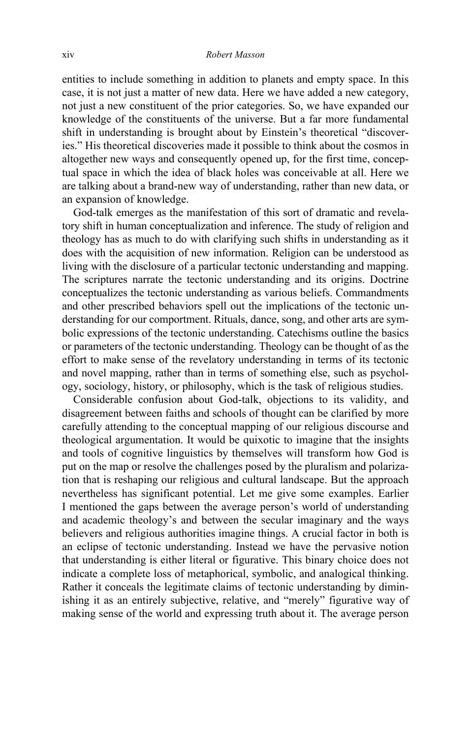entities to include something in addition to planets and empty space. In this case, it is not just a matter of new data. Here we have added a new category, not just a new constituent of the prior categories. So, we have expanded our knowledge of the constituents of the universe. But a far more fundamental shift in understanding is brought about by Einstein's theoretical "discoveries." His theoretical discoveries made it possible to think about the cosmos in altogether new ways and consequently opened up, for the first time, conceptual space in which the idea of black holes was conceivable at all. Here we are talking about a brand-new way of understanding, rather than new data, or an expansion of knowledge.

God-talk emerges as the manifestation of this sort of dramatic and revelatory shift in human conceptualization and inference. The study of religion and theology has as much to do with clarifying such shifts in understanding as it does with the acquisition of new information. Religion can be understood as living with the disclosure of a particular tectonic understanding and mapping. The scriptures narrate the tectonic understanding and its origins. Doctrine conceptualizes the tectonic understanding as various beliefs. Commandments and other prescribed behaviors spell out the implications of the tectonic understanding for our comportment. Rituals, dance, song, and other arts are symbolic expressions of the tectonic understanding. Catechisms outline the basics or parameters of the tectonic understanding. Theology can be thought of as the effort to make sense of the revelatory understanding in terms of its tectonic and novel mapping, rather than in terms of something else, such as psychology, sociology, history, or philosophy, which is the task of religious studies.

Considerable confusion about God-talk, objections to its validity, and disagreement between faiths and schools of thought can be clarified by more carefully attending to the conceptual mapping of our religious discourse and theological argumentation. It would be quixotic to imagine that the insights and tools of cognitive linguistics by themselves will transform how God is put on the map or resolve the challenges posed by the pluralism and polarization that is reshaping our religious and cultural landscape. But the approach nevertheless has significant potential. Let me give some examples. Earlier I mentioned the gaps between the average person's world of understanding and academic theology's and between the secular imaginary and the ways believers and religious authorities imagine things. A crucial factor in both is an eclipse of tectonic understanding. Instead we have the pervasive notion that understanding is either literal or figurative. This binary choice does not indicate a complete loss of metaphorical, symbolic, and analogical thinking. Rather it conceals the legitimate claims of tectonic understanding by diminishing it as an entirely subjective, relative, and "merely" figurative way of making sense of the world and expressing truth about it. The average person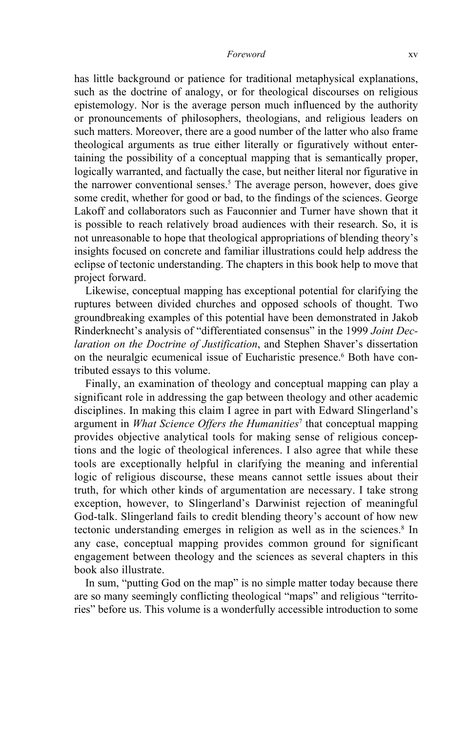has little background or patience for traditional metaphysical explanations, such as the doctrine of analogy, or for theological discourses on religious epistemology. Nor is the average person much influenced by the authority or pronouncements of philosophers, theologians, and religious leaders on such matters. Moreover, there are a good number of the latter who also frame theological arguments as true either literally or figuratively without entertaining the possibility of a conceptual mapping that is semantically proper, logically warranted, and factually the case, but neither literal nor figurative in the narrower conventional senses.[5] The average person, however, does give some credit, whether for good or bad, to the findings of the sciences. George Lakoff and collaborators such as Fauconnier and Turner have shown that it is possible to reach relatively broad audiences with their research. So, it is not unreasonable to hope that theological appropriations of blending theory's insights focused on concrete and familiar illustrations could help address the eclipse of tectonic understanding. The chapters in this book help to move that project forward.

Likewise, conceptual mapping has exceptional potential for clarifying the ruptures between divided churches and opposed schools of thought. Two groundbreaking examples of this potential have been demonstrated in Jakob Rinderknecht's analysis of "differentiated consensus" in the 1999 *Joint Declaration on the Doctrine of Justification*, and Stephen Shaver's dissertation on the neuralgic ecumenical issue of Eucharistic presence.[6] Both have contributed essays to this volume.

Finally, an examination of theology and conceptual mapping can play a significant role in addressing the gap between theology and other academic disciplines. In making this claim I agree in part with Edward Slingerland's argument in *What Science Offers the Humanities*[7] that conceptual mapping provides objective analytical tools for making sense of religious conceptions and the logic of theological inferences. I also agree that while these tools are exceptionally helpful in clarifying the meaning and inferential logic of religious discourse, these means cannot settle issues about their truth, for which other kinds of argumentation are necessary. I take strong exception, however, to Slingerland's Darwinist rejection of meaningful God-talk. Slingerland fails to credit blending theory's account of how new tectonic understanding emerges in religion as well as in the sciences.[8] In any case, conceptual mapping provides common ground for significant engagement between theology and the sciences as several chapters in this book also illustrate.

In sum, "putting God on the map" is no simple matter today because there are so many seemingly conflicting theological "maps" and religious "territories" before us. This volume is a wonderfully accessible introduction to some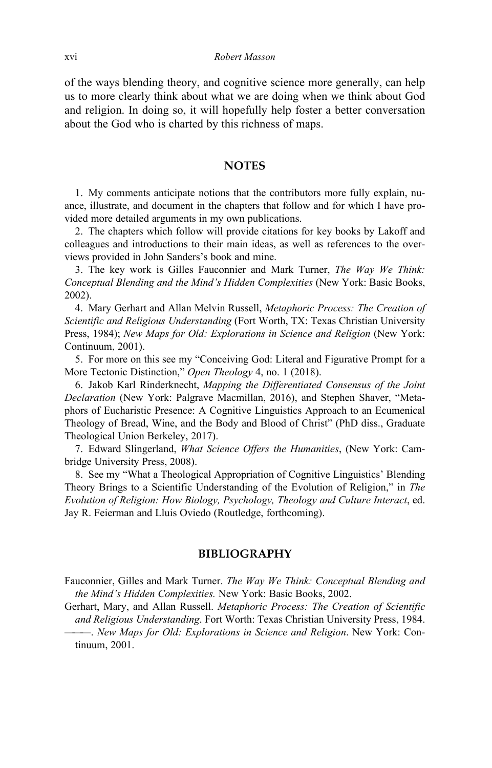of the ways blending theory, and cognitive science more generally, can help us to more clearly think about what we are doing when we think about God and religion. In doing so, it will hopefully help foster a better conversation about the God who is charted by this richness of maps.

## NOTES

1. My comments anticipate notions that the contributors more fully explain, nuance, illustrate, and document in the chapters that follow and for which I have provided more detailed arguments in my own publications.

2. The chapters which follow will provide citations for key books by Lakoff and colleagues and introductions to their main ideas, as well as references to the overviews provided in John Sanders's book and mine.

3. The key work is Gilles Fauconnier and Mark Turner, *The Way We Think: Conceptual Blending and the Mind's Hidden Complexities* (New York: Basic Books, 2002).

4. Mary Gerhart and Allan Melvin Russell, *Metaphoric Process: The Creation of Scientific and Religious Understanding* (Fort Worth, TX: Texas Christian University Press, 1984); *New Maps for Old: Explorations in Science and Religion* (New York: Continuum, 2001).

5. For more on this see my "Conceiving God: Literal and Figurative Prompt for a More Tectonic Distinction," *Open Theology* 4, no. 1 (2018).

6. Jakob Karl Rinderknecht, *Mapping the Differentiated Consensus of the Joint Declaration* (New York: Palgrave Macmillan, 2016), and Stephen Shaver, "Metaphors of Eucharistic Presence: A Cognitive Linguistics Approach to an Ecumenical Theology of Bread, Wine, and the Body and Blood of Christ" (PhD diss., Graduate Theological Union Berkeley, 2017).

7. Edward Slingerland, *What Science Offers the Humanities*, (New York: Cambridge University Press, 2008).

8. See my "What a Theological Appropriation of Cognitive Linguistics' Blending Theory Brings to a Scientific Understanding of the Evolution of Religion," in *The Evolution of Religion: How Biology, Psychology, Theology and Culture Interact*, ed. Jay R. Feierman and Lluis Oviedo (Routledge, forthcoming).

## BIBLIOGRAPHY

Fauconnier, Gilles and Mark Turner. *The Way We Think: Conceptual Blending and the Mind's Hidden Complexities.* New York: Basic Books, 2002.

Gerhart, Mary, and Allan Russell. *Metaphoric Process: The Creation of Scientific and Religious Understanding*. Fort Worth: Texas Christian University Press, 1984.

———. *New Maps for Old: Explorations in Science and Religion*. New York: Continuum, 2001.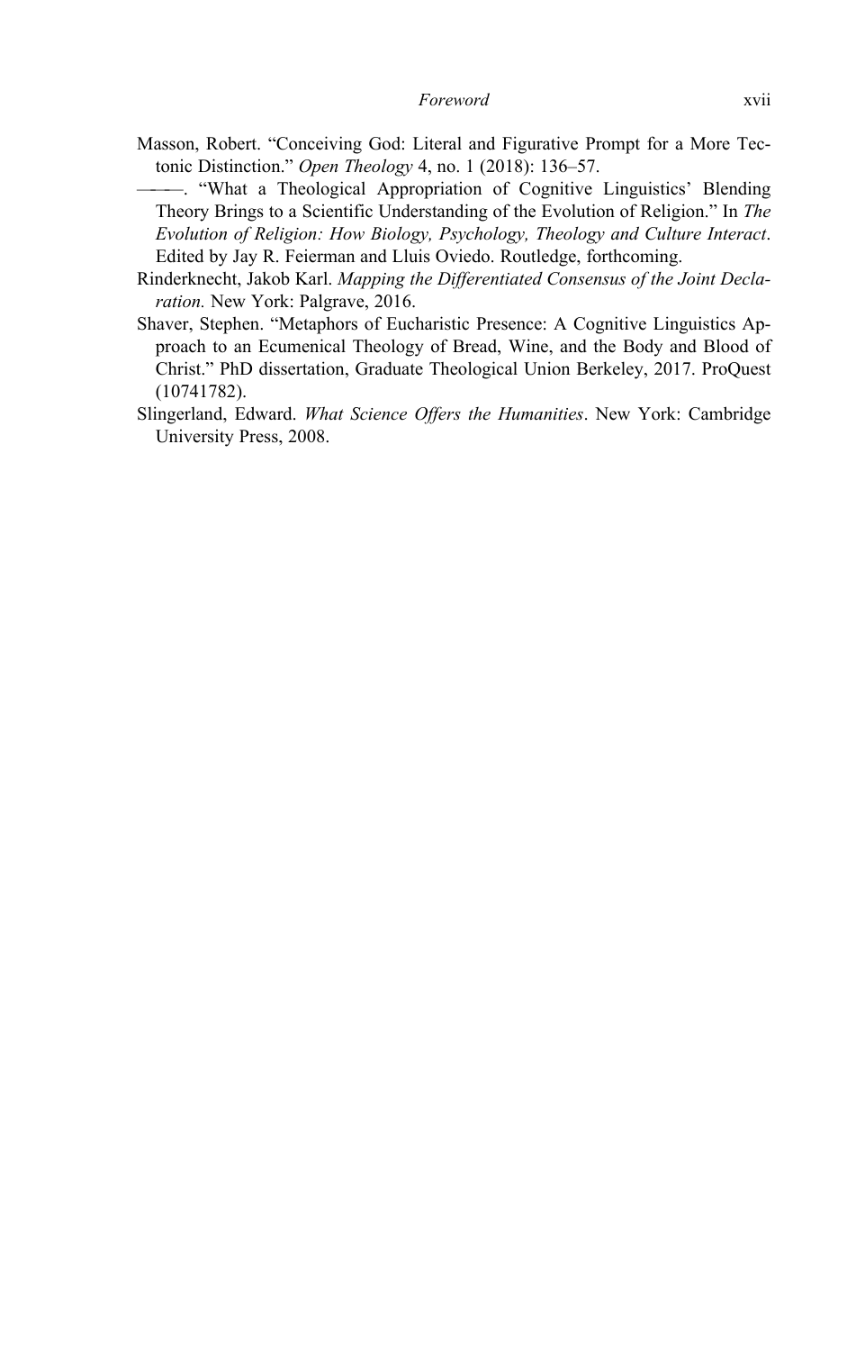Masson, Robert. “Conceiving God: Literal and Figurative Prompt for a More Tectonic Distinction.” *Open Theology* 4, no. 1 (2018): 136–57.

———. “What a Theological Appropriation of Cognitive Linguistics’ Blending Theory Brings to a Scientific Understanding of the Evolution of Religion.” In *The Evolution of Religion: How Biology, Psychology, Theology and Culture Interact*. Edited by Jay R. Feierman and Lluis Oviedo. Routledge, forthcoming.

Rinderknecht, Jakob Karl. *Mapping the Differentiated Consensus of the Joint Declaration.* New York: Palgrave, 2016.

Shaver, Stephen. “Metaphors of Eucharistic Presence: A Cognitive Linguistics Approach to an Ecumenical Theology of Bread, Wine, and the Body and Blood of Christ.” PhD dissertation, Graduate Theological Union Berkeley, 2017. ProQuest (10741782).

Slingerland, Edward. *What Science Offers the Humanities*. New York: Cambridge University Press, 2008.